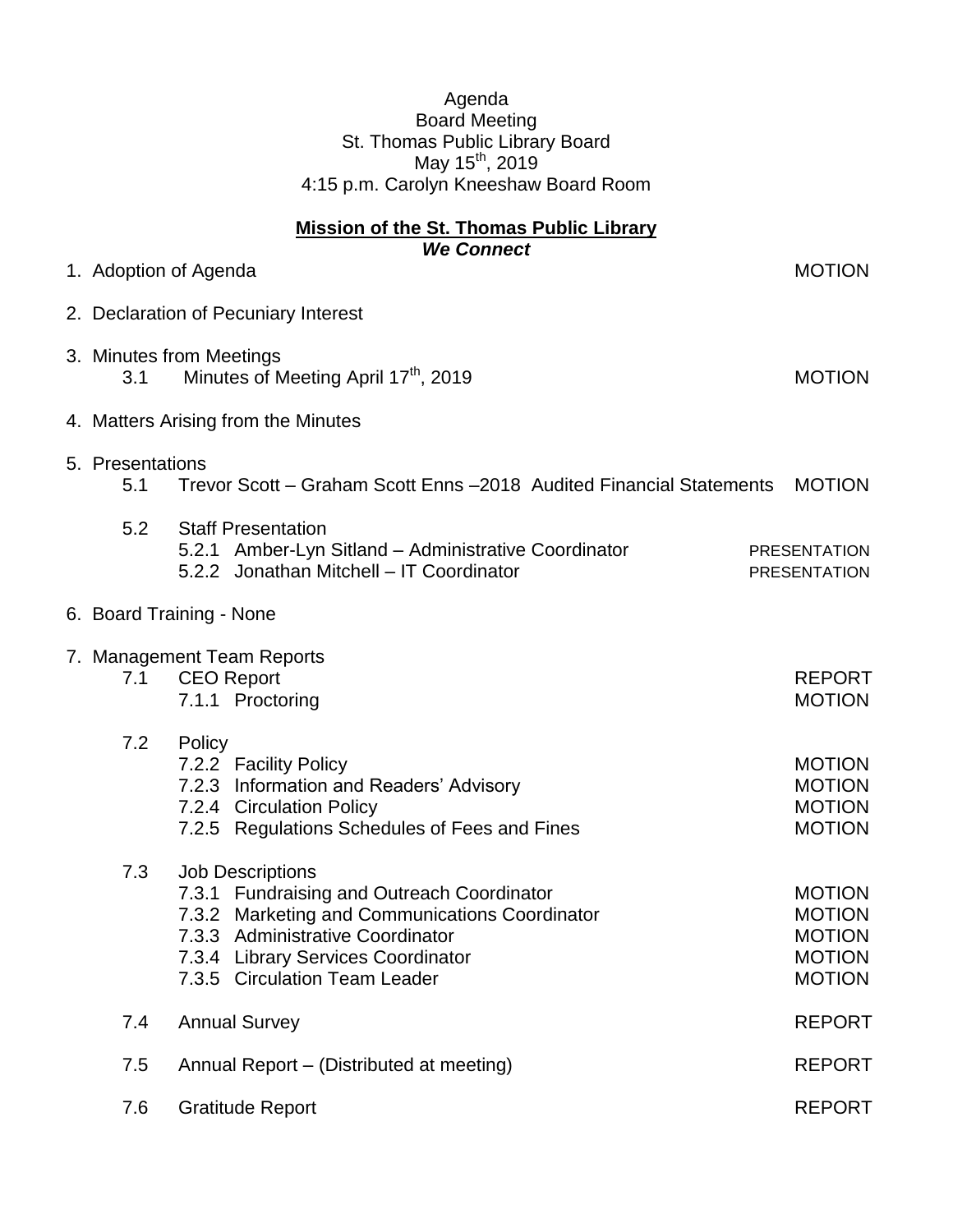Agenda
Board Meeting
St. Thomas Public Library Board
May 15th, 2019
4:15 p.m. Carolyn Kneeshaw Board Room

**Mission of the St. Thomas Public Library**
***We Connect***

| | | |
|---|---|---|
| 1. Adoption of Agenda | | MOTION |
| 2. Declaration of Pecuniary Interest | | |
| 3. Minutes from Meetings | | |
| 3.1 | Minutes of Meeting April 17th, 2019 | MOTION |
| 4. Matters Arising from the Minutes | | |
| 5. Presentations | | |
| 5.1 | Trevor Scott – Graham Scott Enns –2018 Audited Financial Statements | MOTION |
| 5.2 | Staff Presentation | |
| | 5.2.1 Amber-Lyn Sitland – Administrative Coordinator | PRESENTATION |
| | 5.2.2 Jonathan Mitchell – IT Coordinator | PRESENTATION |
| 6. Board Training - None | | |
| 7. Management Team Reports | | |
| 7.1 | CEO Report | REPORT |
| | 7.1.1 Proctoring | MOTION |
| 7.2 | Policy | |
| | 7.2.2 Facility Policy | MOTION |
| | 7.2.3 Information and Readers' Advisory | MOTION |
| | 7.2.4 Circulation Policy | MOTION |
| | 7.2.5 Regulations Schedules of Fees and Fines | MOTION |
| 7.3 | Job Descriptions | |
| | 7.3.1 Fundraising and Outreach Coordinator | MOTION |
| | 7.3.2 Marketing and Communications Coordinator | MOTION |
| | 7.3.3 Administrative Coordinator | MOTION |
| | 7.3.4 Library Services Coordinator | MOTION |
| | 7.3.5 Circulation Team Leader | MOTION |
| 7.4 | Annual Survey | REPORT |
| 7.5 | Annual Report – (Distributed at meeting) | REPORT |
| 7.6 | Gratitude Report | REPORT |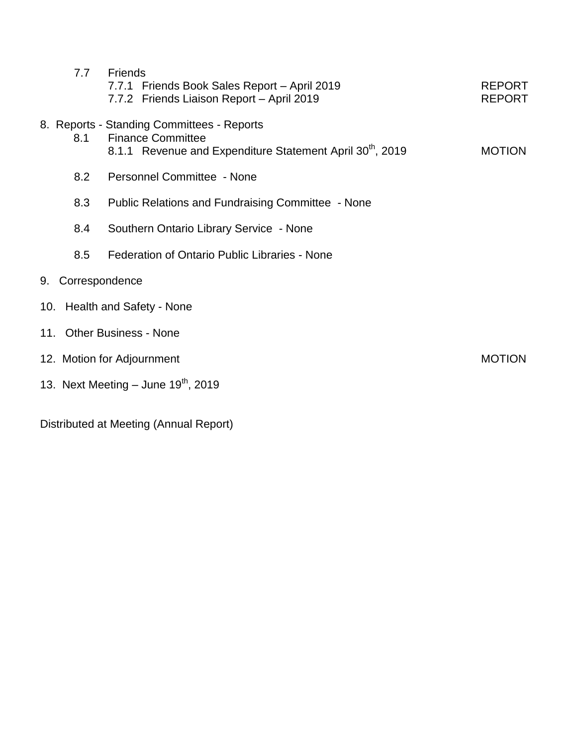7.7 Friends

7.7.1 Friends Book Sales Report – April 2019 REPORT

7.7.2 Friends Liaison Report – April 2019 REPORT

8. Reports - Standing Committees - Reports

8.1 Finance Committee

8.1.1 Revenue and Expenditure Statement April 30th, 2019 MOTION

8.2 Personnel Committee - None

8.3 Public Relations and Fundraising Committee - None

8.4 Southern Ontario Library Service - None

8.5 Federation of Ontario Public Libraries - None

9. Correspondence

10. Health and Safety - None

11. Other Business - None

12. Motion for Adjournment MOTION

13. Next Meeting – June 19th, 2019

Distributed at Meeting (Annual Report)